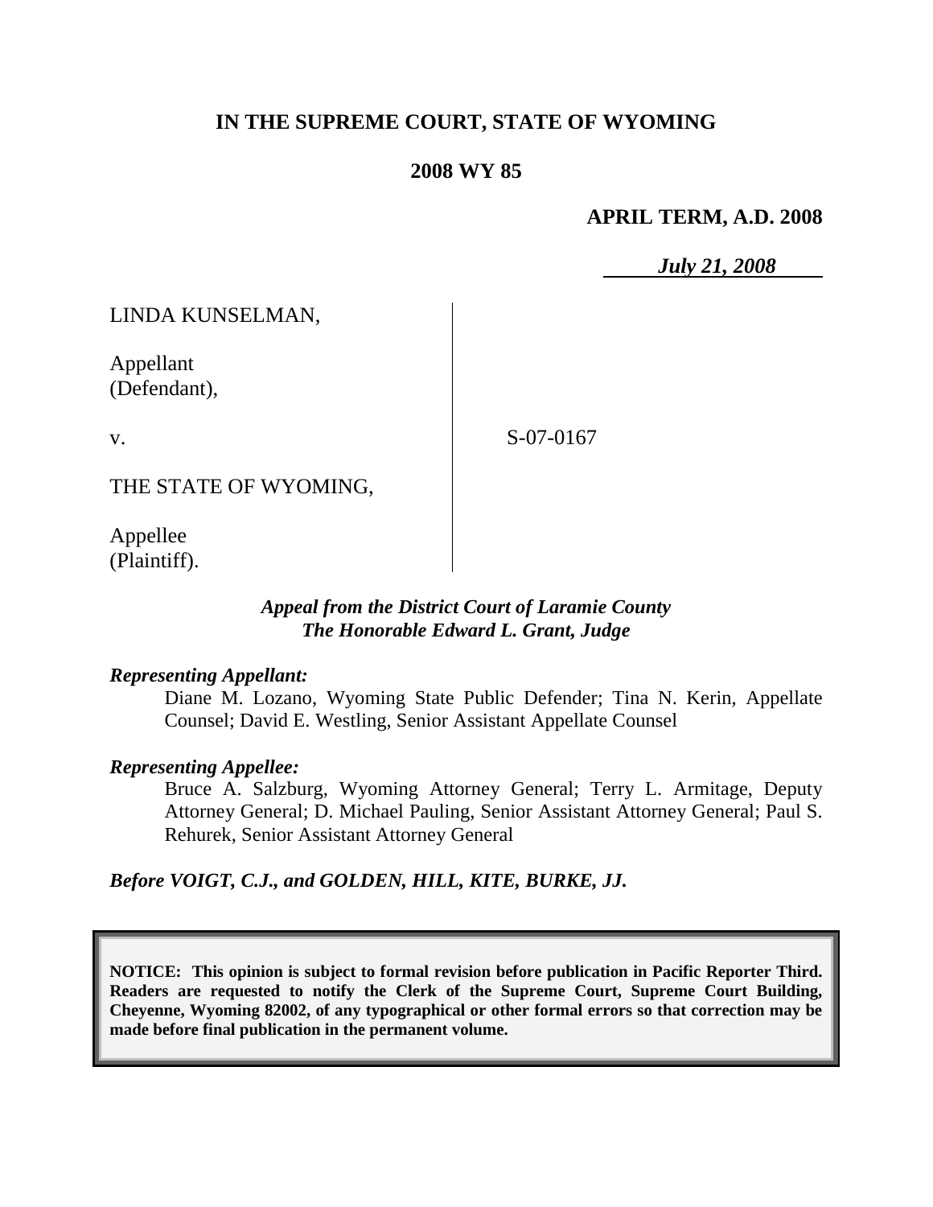# IN THE SUPREME COURT, STATE OF WYOMING

## 2008 WY 85

**APRIL TERM, A.D. 2008**

***July 21, 2008***

LINDA KUNSELMAN,

Appellant
(Defendant),

v.

S-07-0167

THE STATE OF WYOMING,

Appellee
(Plaintiff).

***Appeal from the District Court of Laramie County***
***The Honorable Edward L. Grant, Judge***

***Representing Appellant:***

Diane M. Lozano, Wyoming State Public Defender; Tina N. Kerin, Appellate Counsel; David E. Westling, Senior Assistant Appellate Counsel

***Representing Appellee:***

Bruce A. Salzburg, Wyoming Attorney General; Terry L. Armitage, Deputy Attorney General; D. Michael Pauling, Senior Assistant Attorney General; Paul S. Rehurek, Senior Assistant Attorney General

***Before VOIGT, C.J., and GOLDEN, HILL, KITE, BURKE, JJ.***

**NOTICE: This opinion is subject to formal revision before publication in Pacific Reporter Third. Readers are requested to notify the Clerk of the Supreme Court, Supreme Court Building, Cheyenne, Wyoming 82002, of any typographical or other formal errors so that correction may be made before final publication in the permanent volume.**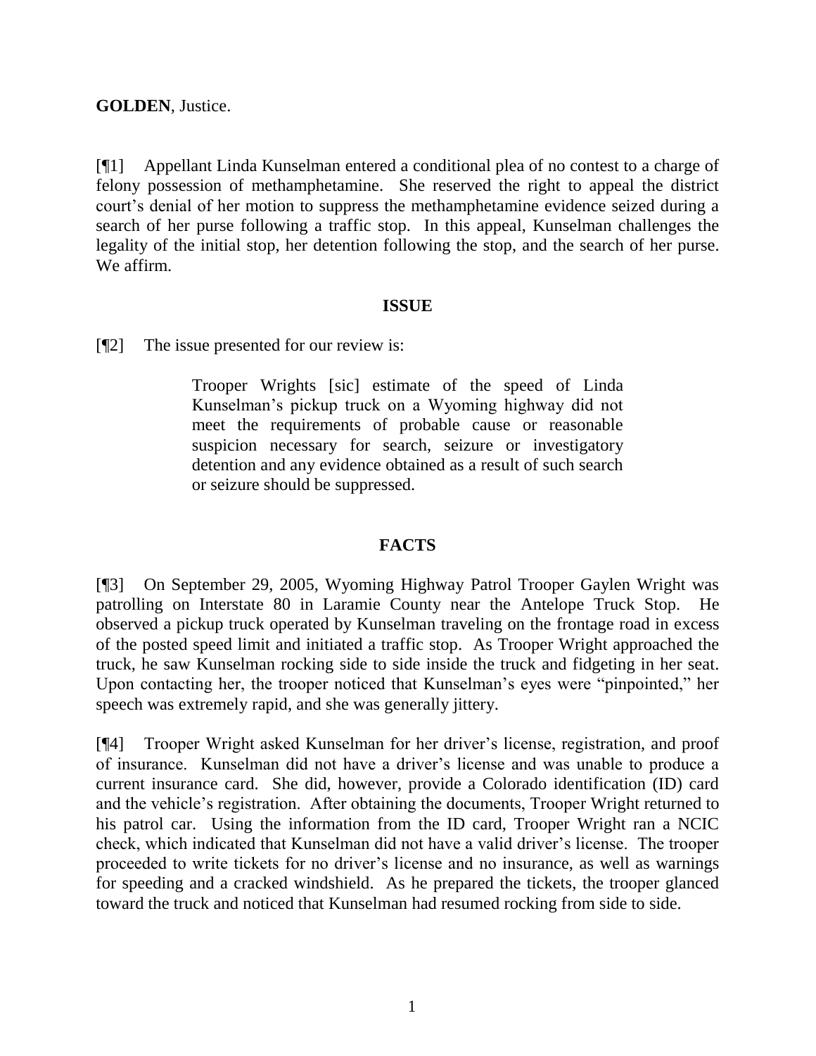**GOLDEN**, Justice.

[¶1] Appellant Linda Kunselman entered a conditional plea of no contest to a charge of felony possession of methamphetamine. She reserved the right to appeal the district court's denial of her motion to suppress the methamphetamine evidence seized during a search of her purse following a traffic stop. In this appeal, Kunselman challenges the legality of the initial stop, her detention following the stop, and the search of her purse. We affirm.

## ISSUE

[¶2] The issue presented for our review is:

> Trooper Wrights [sic] estimate of the speed of Linda Kunselman's pickup truck on a Wyoming highway did not meet the requirements of probable cause or reasonable suspicion necessary for search, seizure or investigatory detention and any evidence obtained as a result of such search or seizure should be suppressed.

## FACTS

[¶3] On September 29, 2005, Wyoming Highway Patrol Trooper Gaylen Wright was patrolling on Interstate 80 in Laramie County near the Antelope Truck Stop. He observed a pickup truck operated by Kunselman traveling on the frontage road in excess of the posted speed limit and initiated a traffic stop. As Trooper Wright approached the truck, he saw Kunselman rocking side to side inside the truck and fidgeting in her seat. Upon contacting her, the trooper noticed that Kunselman's eyes were "pinpointed," her speech was extremely rapid, and she was generally jittery.

[¶4] Trooper Wright asked Kunselman for her driver's license, registration, and proof of insurance. Kunselman did not have a driver's license and was unable to produce a current insurance card. She did, however, provide a Colorado identification (ID) card and the vehicle's registration. After obtaining the documents, Trooper Wright returned to his patrol car. Using the information from the ID card, Trooper Wright ran a NCIC check, which indicated that Kunselman did not have a valid driver's license. The trooper proceeded to write tickets for no driver's license and no insurance, as well as warnings for speeding and a cracked windshield. As he prepared the tickets, the trooper glanced toward the truck and noticed that Kunselman had resumed rocking from side to side.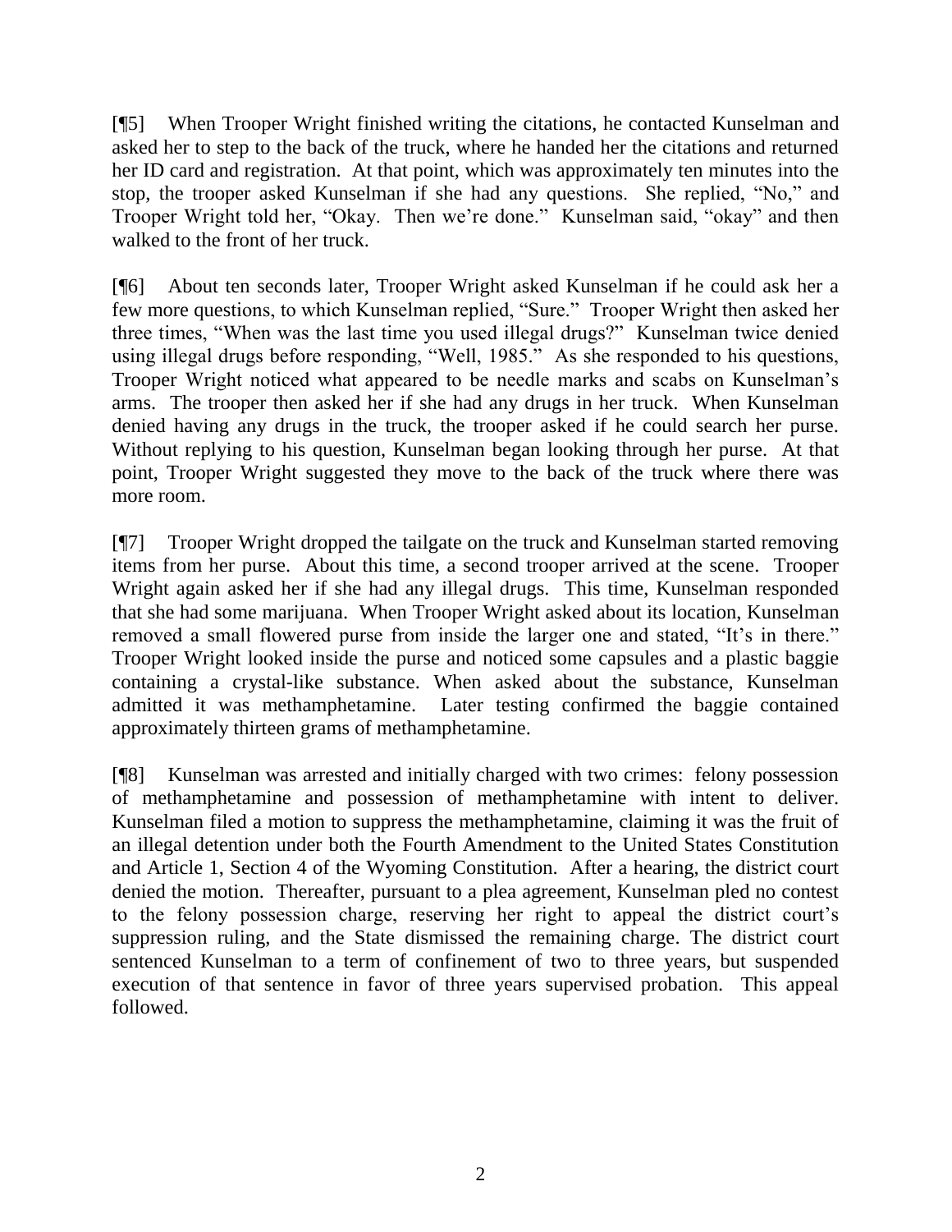[¶5] When Trooper Wright finished writing the citations, he contacted Kunselman and asked her to step to the back of the truck, where he handed her the citations and returned her ID card and registration. At that point, which was approximately ten minutes into the stop, the trooper asked Kunselman if she had any questions. She replied, "No," and Trooper Wright told her, "Okay. Then we're done." Kunselman said, "okay" and then walked to the front of her truck.

[¶6] About ten seconds later, Trooper Wright asked Kunselman if he could ask her a few more questions, to which Kunselman replied, "Sure." Trooper Wright then asked her three times, "When was the last time you used illegal drugs?" Kunselman twice denied using illegal drugs before responding, "Well, 1985." As she responded to his questions, Trooper Wright noticed what appeared to be needle marks and scabs on Kunselman's arms. The trooper then asked her if she had any drugs in her truck. When Kunselman denied having any drugs in the truck, the trooper asked if he could search her purse. Without replying to his question, Kunselman began looking through her purse. At that point, Trooper Wright suggested they move to the back of the truck where there was more room.

[¶7] Trooper Wright dropped the tailgate on the truck and Kunselman started removing items from her purse. About this time, a second trooper arrived at the scene. Trooper Wright again asked her if she had any illegal drugs. This time, Kunselman responded that she had some marijuana. When Trooper Wright asked about its location, Kunselman removed a small flowered purse from inside the larger one and stated, "It's in there." Trooper Wright looked inside the purse and noticed some capsules and a plastic baggie containing a crystal-like substance. When asked about the substance, Kunselman admitted it was methamphetamine. Later testing confirmed the baggie contained approximately thirteen grams of methamphetamine.

[¶8] Kunselman was arrested and initially charged with two crimes: felony possession of methamphetamine and possession of methamphetamine with intent to deliver. Kunselman filed a motion to suppress the methamphetamine, claiming it was the fruit of an illegal detention under both the Fourth Amendment to the United States Constitution and Article 1, Section 4 of the Wyoming Constitution. After a hearing, the district court denied the motion. Thereafter, pursuant to a plea agreement, Kunselman pled no contest to the felony possession charge, reserving her right to appeal the district court's suppression ruling, and the State dismissed the remaining charge. The district court sentenced Kunselman to a term of confinement of two to three years, but suspended execution of that sentence in favor of three years supervised probation. This appeal followed.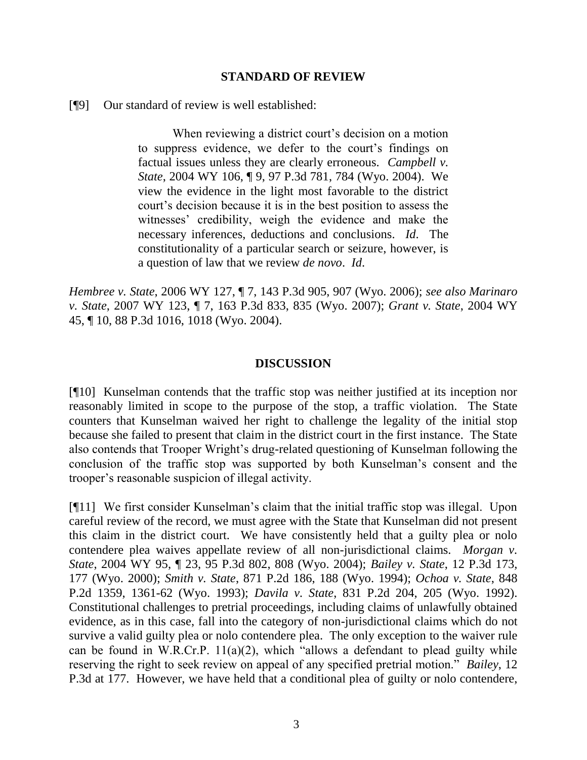## STANDARD OF REVIEW

[¶9] Our standard of review is well established:

> When reviewing a district court's decision on a motion to suppress evidence, we defer to the court's findings on factual issues unless they are clearly erroneous. *Campbell v. State*, 2004 WY 106, ¶ 9, 97 P.3d 781, 784 (Wyo. 2004). We view the evidence in the light most favorable to the district court's decision because it is in the best position to assess the witnesses' credibility, weigh the evidence and make the necessary inferences, deductions and conclusions. *Id*. The constitutionality of a particular search or seizure, however, is a question of law that we review *de novo*. *Id*.

*Hembree v. State*, 2006 WY 127, ¶ 7, 143 P.3d 905, 907 (Wyo. 2006); *see also Marinaro v. State*, 2007 WY 123, ¶ 7, 163 P.3d 833, 835 (Wyo. 2007); *Grant v. State*, 2004 WY 45, ¶ 10, 88 P.3d 1016, 1018 (Wyo. 2004).

## DISCUSSION

[¶10] Kunselman contends that the traffic stop was neither justified at its inception nor reasonably limited in scope to the purpose of the stop, a traffic violation. The State counters that Kunselman waived her right to challenge the legality of the initial stop because she failed to present that claim in the district court in the first instance. The State also contends that Trooper Wright's drug-related questioning of Kunselman following the conclusion of the traffic stop was supported by both Kunselman's consent and the trooper's reasonable suspicion of illegal activity.

[¶11] We first consider Kunselman's claim that the initial traffic stop was illegal. Upon careful review of the record, we must agree with the State that Kunselman did not present this claim in the district court. We have consistently held that a guilty plea or nolo contendere plea waives appellate review of all non-jurisdictional claims. *Morgan v. State*, 2004 WY 95, ¶ 23, 95 P.3d 802, 808 (Wyo. 2004); *Bailey v. State*, 12 P.3d 173, 177 (Wyo. 2000); *Smith v. State*, 871 P.2d 186, 188 (Wyo. 1994); *Ochoa v. State*, 848 P.2d 1359, 1361-62 (Wyo. 1993); *Davila v. State*, 831 P.2d 204, 205 (Wyo. 1992). Constitutional challenges to pretrial proceedings, including claims of unlawfully obtained evidence, as in this case, fall into the category of non-jurisdictional claims which do not survive a valid guilty plea or nolo contendere plea. The only exception to the waiver rule can be found in W.R.Cr.P. 11(a)(2), which "allows a defendant to plead guilty while reserving the right to seek review on appeal of any specified pretrial motion." *Bailey*, 12 P.3d at 177. However, we have held that a conditional plea of guilty or nolo contendere,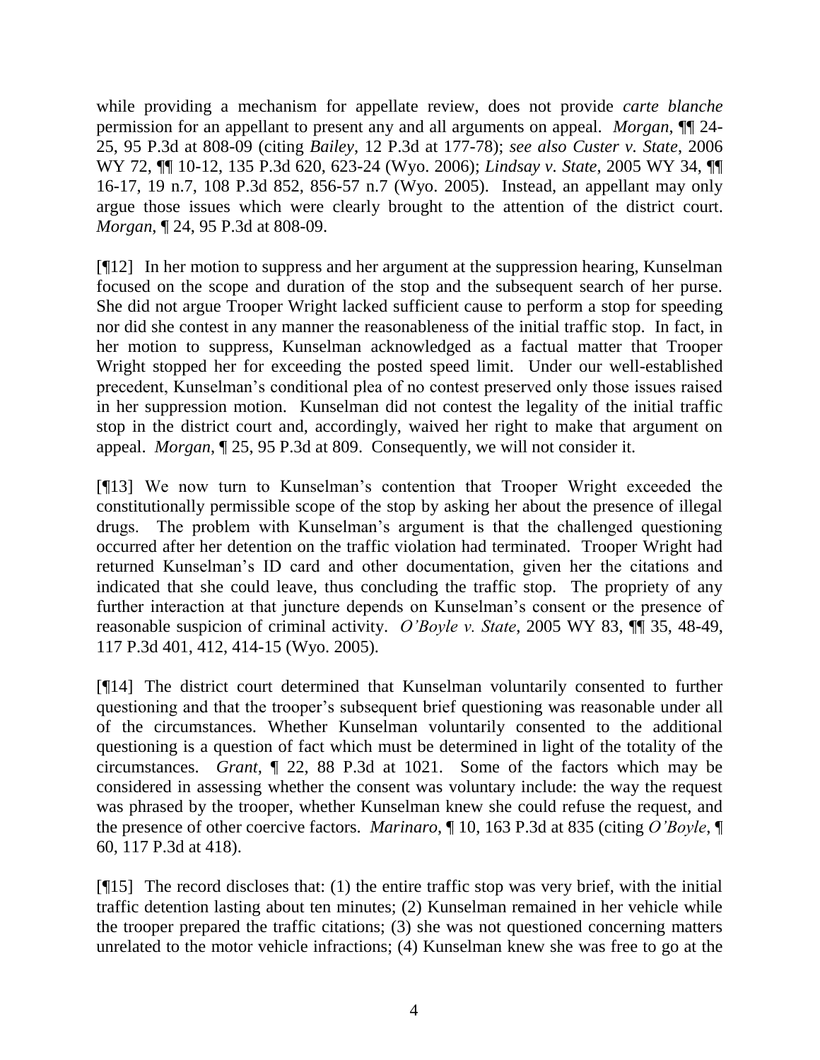while providing a mechanism for appellate review, does not provide *carte blanche* permission for an appellant to present any and all arguments on appeal. *Morgan*, ¶¶ 24-25, 95 P.3d at 808-09 (citing *Bailey*, 12 P.3d at 177-78); *see also Custer v. State*, 2006 WY 72, ¶¶ 10-12, 135 P.3d 620, 623-24 (Wyo. 2006); *Lindsay v. State*, 2005 WY 34, ¶¶ 16-17, 19 n.7, 108 P.3d 852, 856-57 n.7 (Wyo. 2005). Instead, an appellant may only argue those issues which were clearly brought to the attention of the district court. *Morgan*, ¶ 24, 95 P.3d at 808-09.

[¶12] In her motion to suppress and her argument at the suppression hearing, Kunselman focused on the scope and duration of the stop and the subsequent search of her purse. She did not argue Trooper Wright lacked sufficient cause to perform a stop for speeding nor did she contest in any manner the reasonableness of the initial traffic stop. In fact, in her motion to suppress, Kunselman acknowledged as a factual matter that Trooper Wright stopped her for exceeding the posted speed limit. Under our well-established precedent, Kunselman's conditional plea of no contest preserved only those issues raised in her suppression motion. Kunselman did not contest the legality of the initial traffic stop in the district court and, accordingly, waived her right to make that argument on appeal. *Morgan*, ¶ 25, 95 P.3d at 809. Consequently, we will not consider it.

[¶13] We now turn to Kunselman's contention that Trooper Wright exceeded the constitutionally permissible scope of the stop by asking her about the presence of illegal drugs. The problem with Kunselman's argument is that the challenged questioning occurred after her detention on the traffic violation had terminated. Trooper Wright had returned Kunselman's ID card and other documentation, given her the citations and indicated that she could leave, thus concluding the traffic stop. The propriety of any further interaction at that juncture depends on Kunselman's consent or the presence of reasonable suspicion of criminal activity. *O'Boyle v. State*, 2005 WY 83, ¶¶ 35, 48-49, 117 P.3d 401, 412, 414-15 (Wyo. 2005).

[¶14] The district court determined that Kunselman voluntarily consented to further questioning and that the trooper's subsequent brief questioning was reasonable under all of the circumstances. Whether Kunselman voluntarily consented to the additional questioning is a question of fact which must be determined in light of the totality of the circumstances. *Grant*, ¶ 22, 88 P.3d at 1021. Some of the factors which may be considered in assessing whether the consent was voluntary include: the way the request was phrased by the trooper, whether Kunselman knew she could refuse the request, and the presence of other coercive factors. *Marinaro*, ¶ 10, 163 P.3d at 835 (citing *O'Boyle*, ¶ 60, 117 P.3d at 418).

[¶15] The record discloses that: (1) the entire traffic stop was very brief, with the initial traffic detention lasting about ten minutes; (2) Kunselman remained in her vehicle while the trooper prepared the traffic citations; (3) she was not questioned concerning matters unrelated to the motor vehicle infractions; (4) Kunselman knew she was free to go at the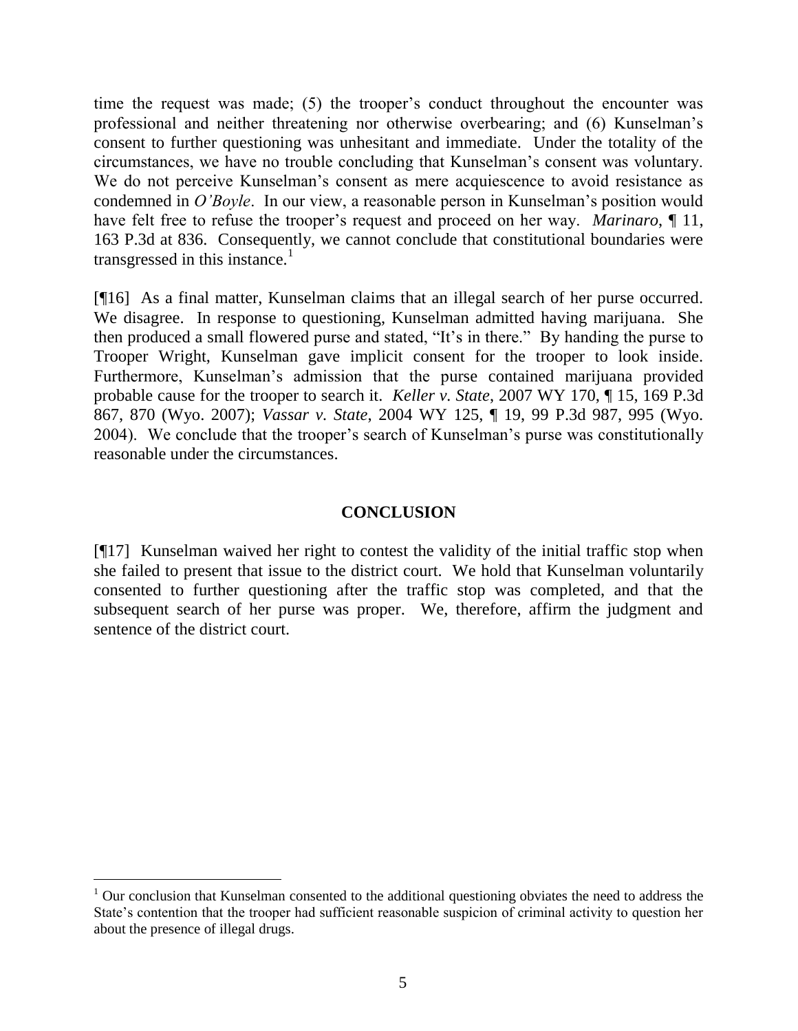time the request was made; (5) the trooper's conduct throughout the encounter was professional and neither threatening nor otherwise overbearing; and (6) Kunselman's consent to further questioning was unhesitant and immediate. Under the totality of the circumstances, we have no trouble concluding that Kunselman's consent was voluntary. We do not perceive Kunselman's consent as mere acquiescence to avoid resistance as condemned in *O'Boyle*. In our view, a reasonable person in Kunselman's position would have felt free to refuse the trooper's request and proceed on her way. *Marinaro*, ¶ 11, 163 P.3d at 836. Consequently, we cannot conclude that constitutional boundaries were transgressed in this instance.[1]

[¶16] As a final matter, Kunselman claims that an illegal search of her purse occurred. We disagree. In response to questioning, Kunselman admitted having marijuana. She then produced a small flowered purse and stated, "It's in there." By handing the purse to Trooper Wright, Kunselman gave implicit consent for the trooper to look inside. Furthermore, Kunselman's admission that the purse contained marijuana provided probable cause for the trooper to search it. *Keller v. State*, 2007 WY 170, ¶ 15, 169 P.3d 867, 870 (Wyo. 2007); *Vassar v. State*, 2004 WY 125, ¶ 19, 99 P.3d 987, 995 (Wyo. 2004). We conclude that the trooper's search of Kunselman's purse was constitutionally reasonable under the circumstances.

## CONCLUSION

[¶17] Kunselman waived her right to contest the validity of the initial traffic stop when she failed to present that issue to the district court. We hold that Kunselman voluntarily consented to further questioning after the traffic stop was completed, and that the subsequent search of her purse was proper. We, therefore, affirm the judgment and sentence of the district court.

---

[1] Our conclusion that Kunselman consented to the additional questioning obviates the need to address the State's contention that the trooper had sufficient reasonable suspicion of criminal activity to question her about the presence of illegal drugs.